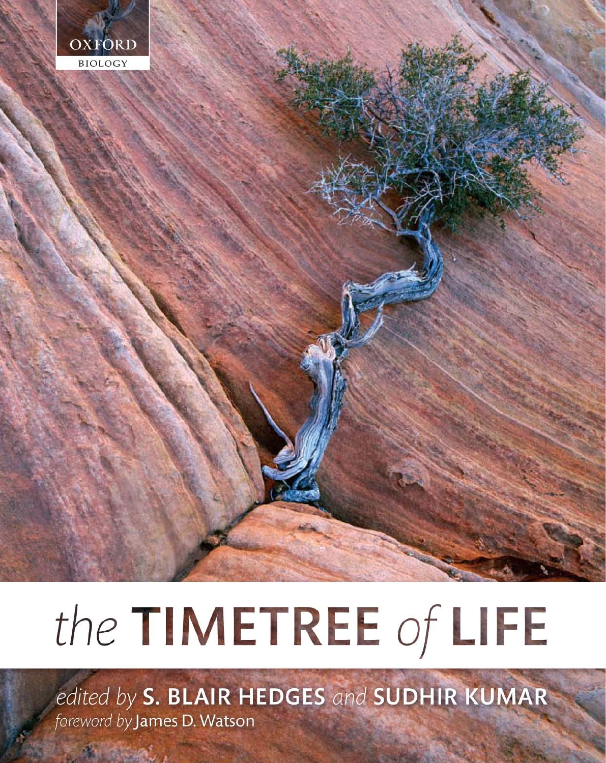OXFORD
BIOLOGY

# *the* TIMETREE *of* LIFE

*edited by* **S. BLAIR HEDGES** *and* **SUDHIR KUMAR**

*foreword by* James D. Watson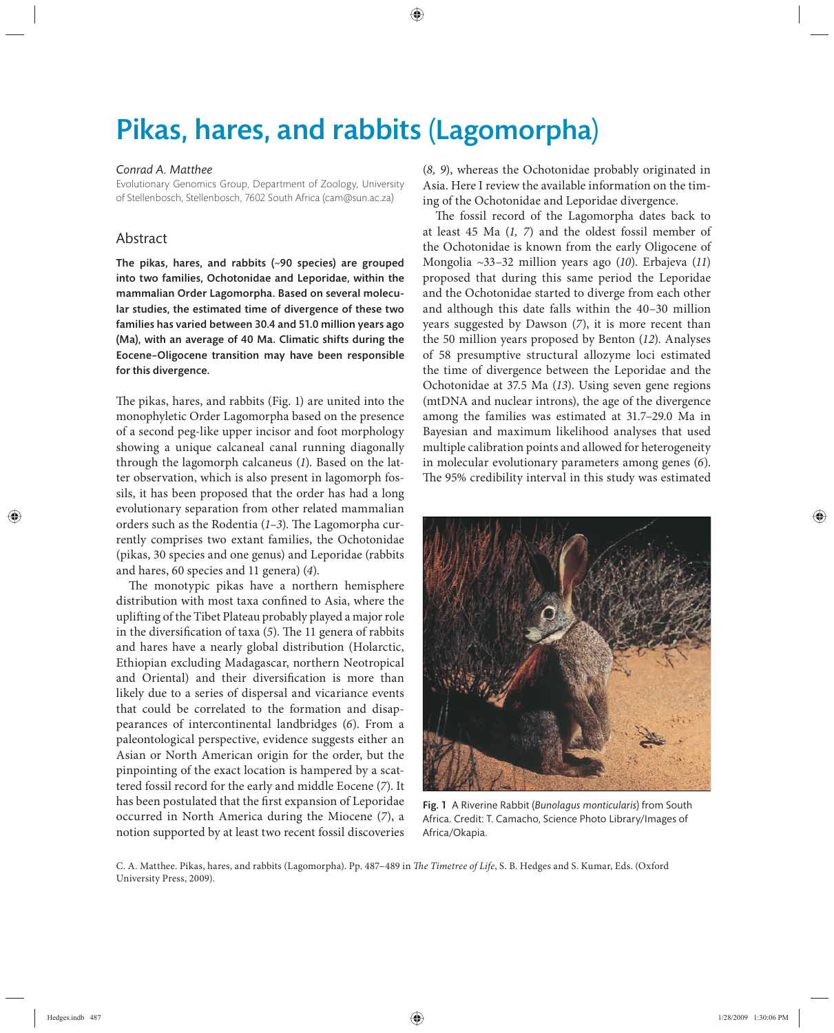# Pikas, hares, and rabbits (Lagomorpha)

*Conrad A. Matthee*

Evolutionary Genomics Group, Department of Zoology, University of Stellenbosch, Stellenbosch, 7602 South Africa (cam@sun.ac.za)

## Abstract

**The pikas, hares, and rabbits (~90 species) are grouped into two families, Ochotonidae and Leporidae, within the mammalian Order Lagomorpha. Based on several molecular studies, the estimated time of divergence of these two families has varied between 30.4 and 51.0 million years ago (Ma), with an average of 40 Ma. Climatic shifts during the Eocene–Oligocene transition may have been responsible for this divergence.**

The pikas, hares, and rabbits (Fig. 1) are united into the monophyletic Order Lagomorpha based on the presence of a second peg-like upper incisor and foot morphology showing a unique calcaneal canal running diagonally through the lagomorph calcaneus (*1*). Based on the latter observation, which is also present in lagomorph fossils, it has been proposed that the order has had a long evolutionary separation from other related mammalian orders such as the Rodentia (*1–3*). The Lagomorpha currently comprises two extant families, the Ochotonidae (pikas, 30 species and one genus) and Leporidae (rabbits and hares, 60 species and 11 genera) (*4*).

The monotypic pikas have a northern hemisphere distribution with most taxa confined to Asia, where the uplifting of the Tibet Plateau probably played a major role in the diversification of taxa (*5*). The 11 genera of rabbits and hares have a nearly global distribution (Holarctic, Ethiopian excluding Madagascar, northern Neotropical and Oriental) and their diversification is more than likely due to a series of dispersal and vicariance events that could be correlated to the formation and disappearances of intercontinental landbridges (*6*). From a paleontological perspective, evidence suggests either an Asian or North American origin for the order, but the pinpointing of the exact location is hampered by a scattered fossil record for the early and middle Eocene (*7*). It has been postulated that the first expansion of Leporidae occurred in North America during the Miocene (*7*), a notion supported by at least two recent fossil discoveries (*8, 9*), whereas the Ochotonidae probably originated in Asia. Here I review the available information on the timing of the Ochotonidae and Leporidae divergence.

The fossil record of the Lagomorpha dates back to at least 45 Ma (*1, 7*) and the oldest fossil member of the Ochotonidae is known from the early Oligocene of Mongolia ~33–32 million years ago (*10*). Erbajeva (*11*) proposed that during this same period the Leporidae and the Ochotonidae started to diverge from each other and although this date falls within the 40–30 million years suggested by Dawson (*7*), it is more recent than the 50 million years proposed by Benton (*12*). Analyses of 58 presumptive structural allozyme loci estimated the time of divergence between the Leporidae and the Ochotonidae at 37.5 Ma (*13*). Using seven gene regions (mtDNA and nuclear introns), the age of the divergence among the families was estimated at 31.7–29.0 Ma in Bayesian and maximum likelihood analyses that used multiple calibration points and allowed for heterogeneity in molecular evolutionary parameters among genes (*6*). The 95% credibility interval in this study was estimated

**Fig. 1** A Riverine Rabbit (*Bunolagus monticularis*) from South Africa. Credit: T. Camacho, Science Photo Library/Images of Africa/Okapia.

C. A. Matthee. Pikas, hares, and rabbits (Lagomorpha). Pp. 487–489 in *The Timetree of Life*, S. B. Hedges and S. Kumar, Eds. (Oxford University Press, 2009).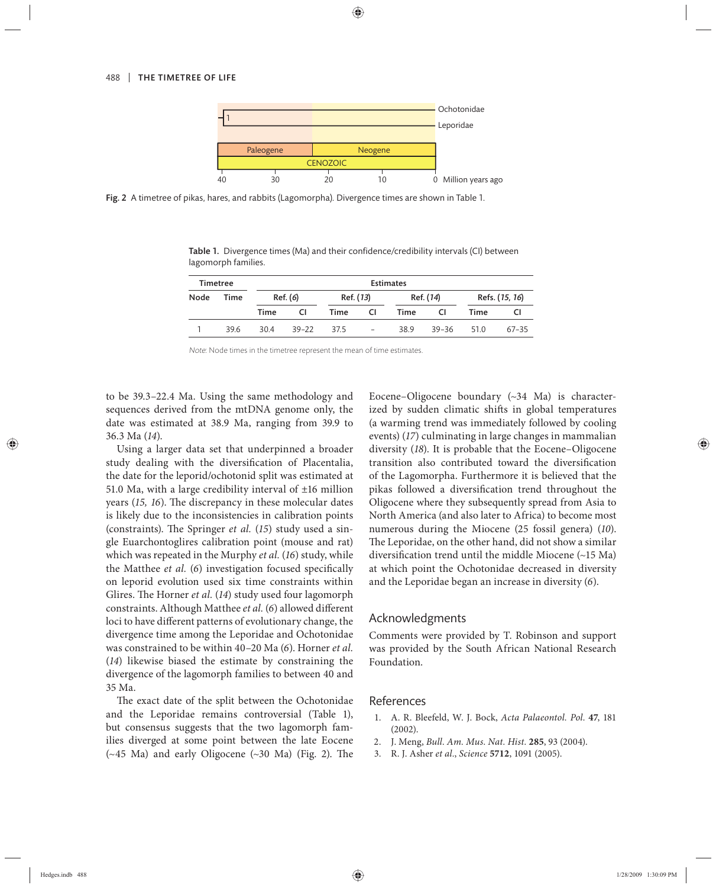Fig. 2 A timetree of pikas, hares, and rabbits (Lagomorpha). Divergence times are shown in Table 1.

Table 1. Divergence times (Ma) and their confidence/credibility intervals (CI) between lagomorph families.

| Timetree | | Estimates | | | | | | | |
|---|---|---|---|---|---|---|---|---|---|
| Node | Time | Ref. (*6*) | | Ref. (*13*) | | Ref. (*14*) | | Refs. (*15, 16*) | |
| | | Time | CI | Time | CI | Time | CI | Time | CI |
| 1 | 39.6 | 30.4 | 39–22 | 37.5 | – | 38.9 | 39–36 | 51.0 | 67–35 |

*Note*: Node times in the timetree represent the mean of time estimates.

to be 39.3–22.4 Ma. Using the same methodology and sequences derived from the mtDNA genome only, the date was estimated at 38.9 Ma, ranging from 39.9 to 36.3 Ma (*14*).

Using a larger data set that underpinned a broader study dealing with the diversification of Placentalia, the date for the leporid/ochotonid split was estimated at 51.0 Ma, with a large credibility interval of ±16 million years (*15, 16*). The discrepancy in these molecular dates is likely due to the inconsistencies in calibration points (constraints). The Springer *et al.* (*15*) study used a single Euarchontoglires calibration point (mouse and rat) which was repeated in the Murphy *et al.* (*16*) study, while the Matthee *et al.* (*6*) investigation focused specifically on leporid evolution used six time constraints within Glires. The Horner *et al.* (*14*) study used four lagomorph constraints. Although Matthee *et al.* (*6*) allowed different loci to have different patterns of evolutionary change, the divergence time among the Leporidae and Ochotonidae was constrained to be within 40–20 Ma (*6*). Horner *et al.* (*14*) likewise biased the estimate by constraining the divergence of the lagomorph families to between 40 and 35 Ma.

The exact date of the split between the Ochotonidae and the Leporidae remains controversial (Table 1), but consensus suggests that the two lagomorph families diverged at some point between the late Eocene (~45 Ma) and early Oligocene (~30 Ma) (Fig. 2). The Eocene–Oligocene boundary (~34 Ma) is characterized by sudden climatic shifts in global temperatures (a warming trend was immediately followed by cooling events) (*17*) culminating in large changes in mammalian diversity (*18*). It is probable that the Eocene–Oligocene transition also contributed toward the diversification of the Lagomorpha. Furthermore it is believed that the pikas followed a diversification trend throughout the Oligocene where they subsequently spread from Asia to North America (and also later to Africa) to become most numerous during the Miocene (25 fossil genera) (*10*). The Leporidae, on the other hand, did not show a similar diversification trend until the middle Miocene (~15 Ma) at which point the Ochotonidae decreased in diversity and the Leporidae began an increase in diversity (*6*).

## Acknowledgments

Comments were provided by T. Robinson and support was provided by the South African National Research Foundation.

## References

1. A. R. Bleefeld, W. J. Bock, *Acta Palaeontol. Pol.* **47**, 181 (2002).
2. J. Meng, *Bull. Am. Mus. Nat. Hist.* **285**, 93 (2004).
3. R. J. Asher *et al.*, *Science* **5712**, 1091 (2005).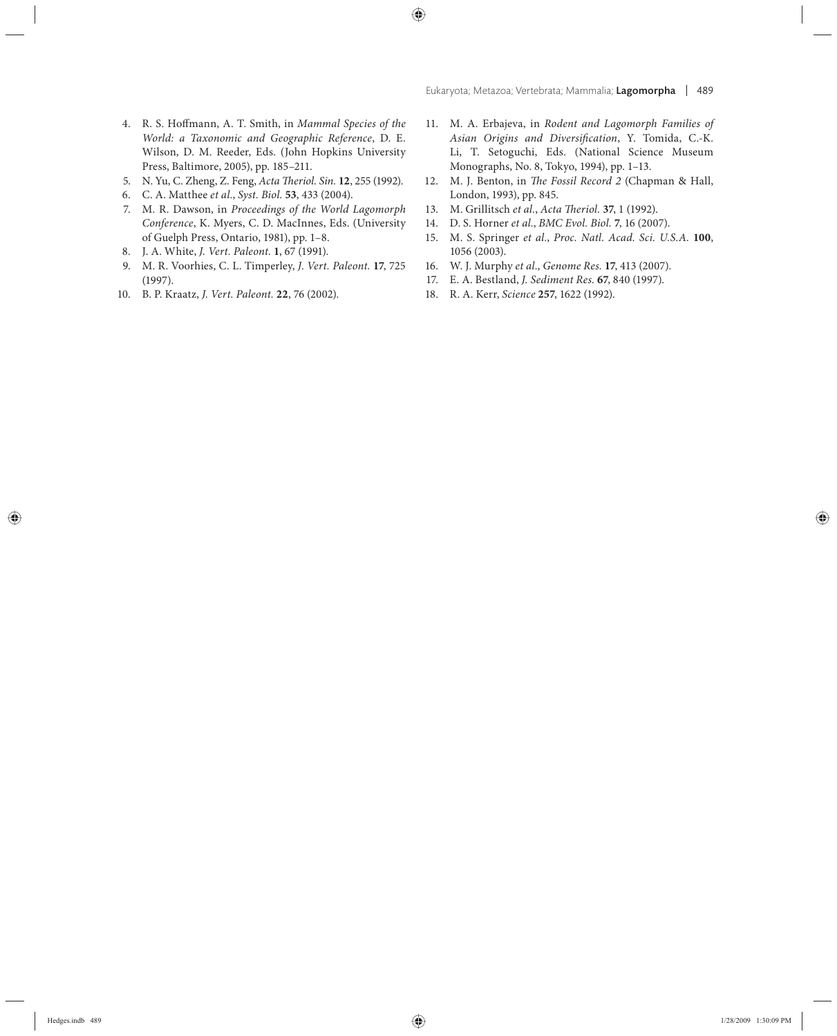4. R. S. Hoffmann, A. T. Smith, in *Mammal Species of the World: a Taxonomic and Geographic Reference*, D. E. Wilson, D. M. Reeder, Eds. (John Hopkins University Press, Baltimore, 2005), pp. 185–211.
5. N. Yu, C. Zheng, Z. Feng, *Acta Theriol. Sin.* **12**, 255 (1992).
6. C. A. Matthee *et al.*, *Syst. Biol.* **53**, 433 (2004).
7. M. R. Dawson, in *Proceedings of the World Lagomorph Conference*, K. Myers, C. D. MacInnes, Eds. (University of Guelph Press, Ontario, 1981), pp. 1–8.
8. J. A. White, *J. Vert. Paleont.* **1**, 67 (1991).
9. M. R. Voorhies, C. L. Timperley, *J. Vert. Paleont.* **17**, 725 (1997).
10. B. P. Kraatz, *J. Vert. Paleont.* **22**, 76 (2002).
11. M. A. Erbajeva, in *Rodent and Lagomorph Families of Asian Origins and Diversification*, Y. Tomida, C.-K. Li, T. Setoguchi, Eds. (National Science Museum Monographs, No. 8, Tokyo, 1994), pp. 1–13.
12. M. J. Benton, in *The Fossil Record 2* (Chapman & Hall, London, 1993), pp. 845.
13. M. Grillitsch *et al.*, *Acta Theriol.* **37**, 1 (1992).
14. D. S. Horner *et al.*, *BMC Evol. Biol.* **7**, 16 (2007).
15. M. S. Springer *et al.*, *Proc. Natl. Acad. Sci. U.S.A.* **100**, 1056 (2003).
16. W. J. Murphy *et al.*, *Genome Res.* **17**, 413 (2007).
17. E. A. Bestland, *J. Sediment Res.* **67**, 840 (1997).
18. R. A. Kerr, *Science* **257**, 1622 (1992).